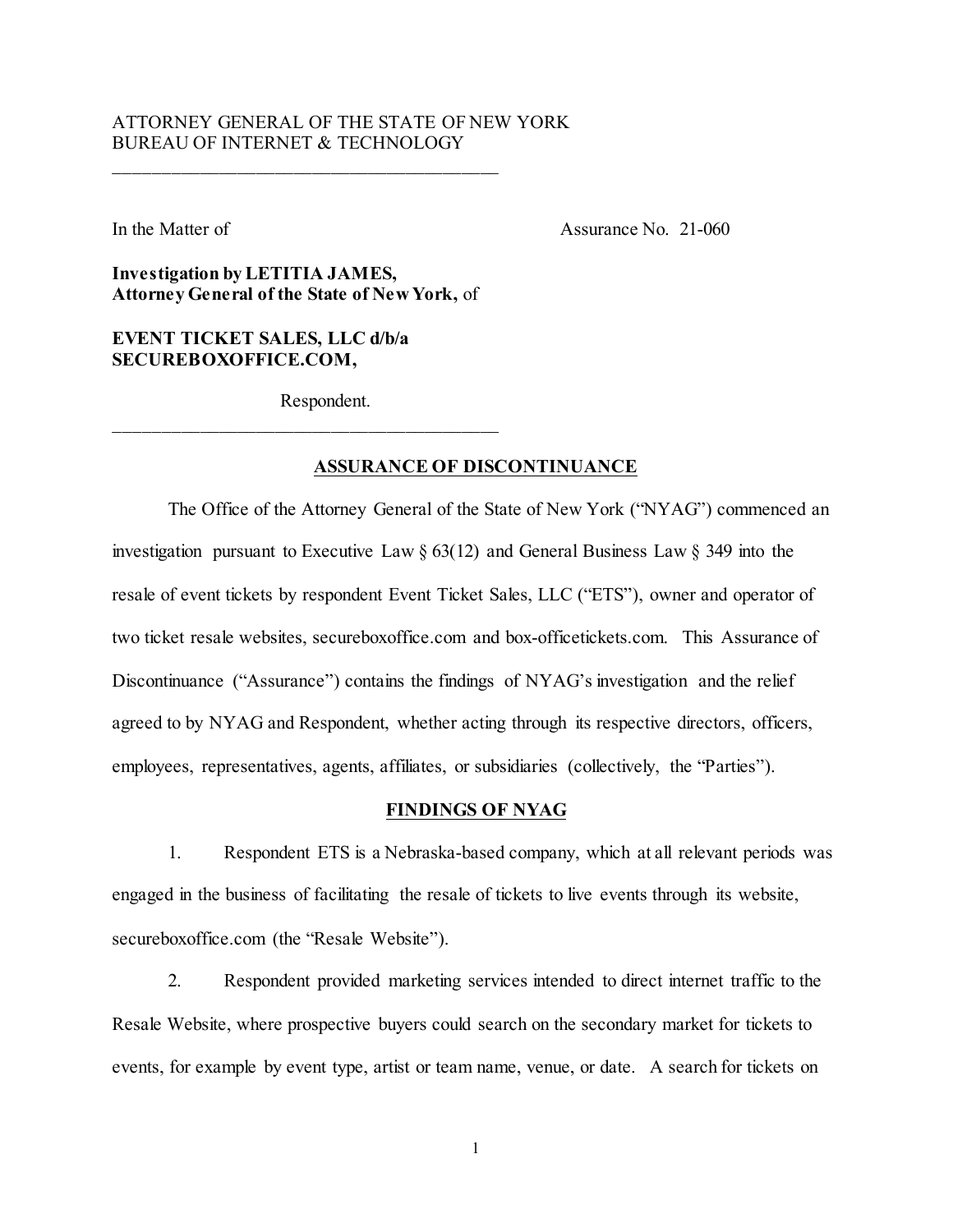ATTORNEY GENERAL OF THE STATE OF NEW YORK
BUREAU OF INTERNET & TECHNOLOGY

---

In the Matter of

Assurance No. 21-060

**Investigation by LETITIA JAMES, Attorney General of the State of New York,** of

**EVENT TICKET SALES, LLC d/b/a SECUREBOXOFFICE.COM,**

Respondent.

---

## ASSURANCE OF DISCONTINUANCE

The Office of the Attorney General of the State of New York ("NYAG") commenced an investigation pursuant to Executive Law § 63(12) and General Business Law § 349 into the resale of event tickets by respondent Event Ticket Sales, LLC ("ETS"), owner and operator of two ticket resale websites, secureboxoffice.com and box-officetickets.com. This Assurance of Discontinuance ("Assurance") contains the findings of NYAG's investigation and the relief agreed to by NYAG and Respondent, whether acting through its respective directors, officers, employees, representatives, agents, affiliates, or subsidiaries (collectively, the "Parties").

## FINDINGS OF NYAG

1. Respondent ETS is a Nebraska-based company, which at all relevant periods was engaged in the business of facilitating the resale of tickets to live events through its website, secureboxoffice.com (the "Resale Website").

2. Respondent provided marketing services intended to direct internet traffic to the Resale Website, where prospective buyers could search on the secondary market for tickets to events, for example by event type, artist or team name, venue, or date. A search for tickets on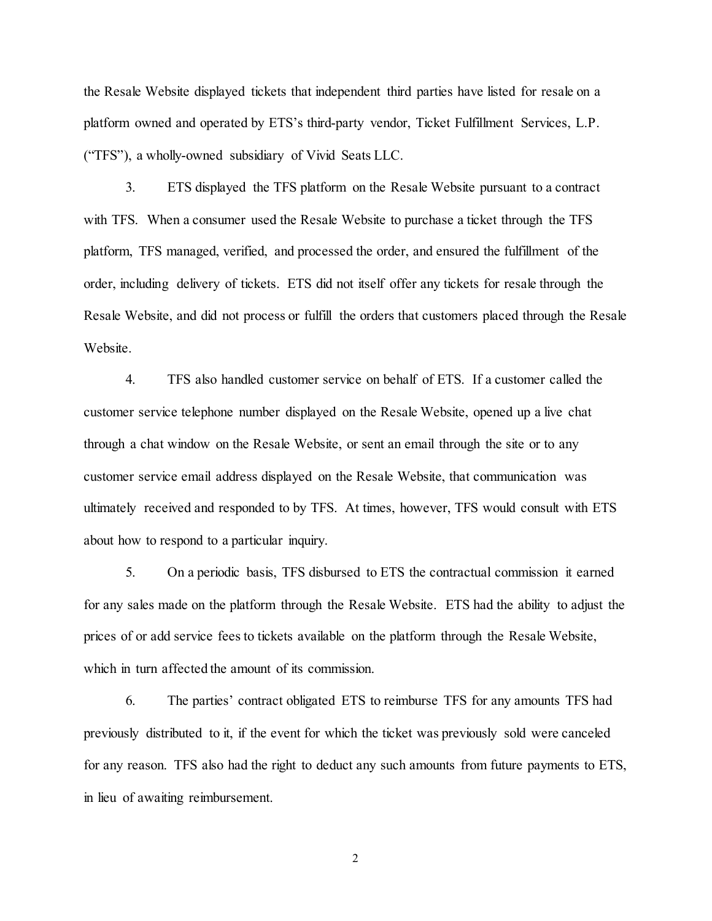the Resale Website displayed tickets that independent third parties have listed for resale on a platform owned and operated by ETS's third-party vendor, Ticket Fulfillment Services, L.P. ("TFS"), a wholly-owned subsidiary of Vivid Seats LLC.

3. ETS displayed the TFS platform on the Resale Website pursuant to a contract with TFS. When a consumer used the Resale Website to purchase a ticket through the TFS platform, TFS managed, verified, and processed the order, and ensured the fulfillment of the order, including delivery of tickets. ETS did not itself offer any tickets for resale through the Resale Website, and did not process or fulfill the orders that customers placed through the Resale Website.

4. TFS also handled customer service on behalf of ETS. If a customer called the customer service telephone number displayed on the Resale Website, opened up a live chat through a chat window on the Resale Website, or sent an email through the site or to any customer service email address displayed on the Resale Website, that communication was ultimately received and responded to by TFS. At times, however, TFS would consult with ETS about how to respond to a particular inquiry.

5. On a periodic basis, TFS disbursed to ETS the contractual commission it earned for any sales made on the platform through the Resale Website. ETS had the ability to adjust the prices of or add service fees to tickets available on the platform through the Resale Website, which in turn affected the amount of its commission.

6. The parties' contract obligated ETS to reimburse TFS for any amounts TFS had previously distributed to it, if the event for which the ticket was previously sold were canceled for any reason. TFS also had the right to deduct any such amounts from future payments to ETS, in lieu of awaiting reimbursement.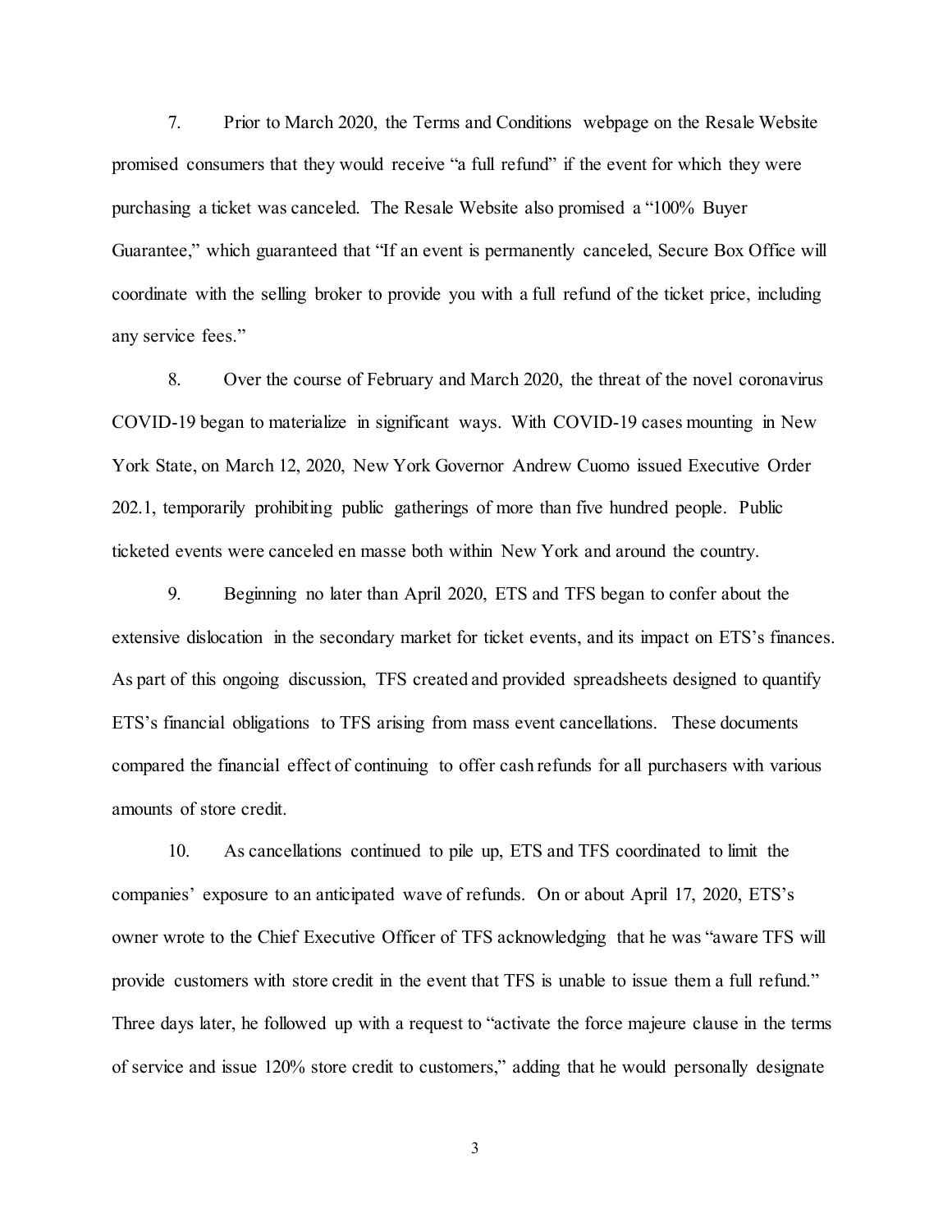7. Prior to March 2020, the Terms and Conditions webpage on the Resale Website promised consumers that they would receive "a full refund" if the event for which they were purchasing a ticket was canceled. The Resale Website also promised a "100% Buyer Guarantee," which guaranteed that "If an event is permanently canceled, Secure Box Office will coordinate with the selling broker to provide you with a full refund of the ticket price, including any service fees."

8. Over the course of February and March 2020, the threat of the novel coronavirus COVID-19 began to materialize in significant ways. With COVID-19 cases mounting in New York State, on March 12, 2020, New York Governor Andrew Cuomo issued Executive Order 202.1, temporarily prohibiting public gatherings of more than five hundred people. Public ticketed events were canceled en masse both within New York and around the country.

9. Beginning no later than April 2020, ETS and TFS began to confer about the extensive dislocation in the secondary market for ticket events, and its impact on ETS's finances. As part of this ongoing discussion, TFS created and provided spreadsheets designed to quantify ETS's financial obligations to TFS arising from mass event cancellations. These documents compared the financial effect of continuing to offer cash refunds for all purchasers with various amounts of store credit.

10. As cancellations continued to pile up, ETS and TFS coordinated to limit the companies' exposure to an anticipated wave of refunds. On or about April 17, 2020, ETS's owner wrote to the Chief Executive Officer of TFS acknowledging that he was "aware TFS will provide customers with store credit in the event that TFS is unable to issue them a full refund." Three days later, he followed up with a request to "activate the force majeure clause in the terms of service and issue 120% store credit to customers," adding that he would personally designate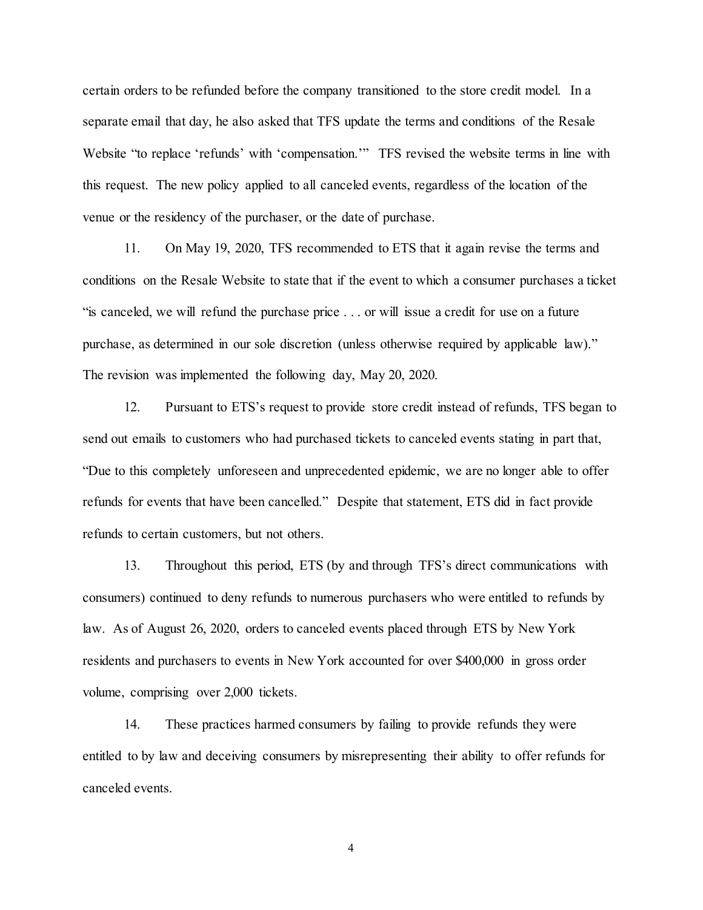certain orders to be refunded before the company transitioned to the store credit model. In a separate email that day, he also asked that TFS update the terms and conditions of the Resale Website "to replace 'refunds' with 'compensation.'" TFS revised the website terms in line with this request. The new policy applied to all canceled events, regardless of the location of the venue or the residency of the purchaser, or the date of purchase.

11. On May 19, 2020, TFS recommended to ETS that it again revise the terms and conditions on the Resale Website to state that if the event to which a consumer purchases a ticket "is canceled, we will refund the purchase price . . . or will issue a credit for use on a future purchase, as determined in our sole discretion (unless otherwise required by applicable law)." The revision was implemented the following day, May 20, 2020.

12. Pursuant to ETS's request to provide store credit instead of refunds, TFS began to send out emails to customers who had purchased tickets to canceled events stating in part that, "Due to this completely unforeseen and unprecedented epidemic, we are no longer able to offer refunds for events that have been cancelled." Despite that statement, ETS did in fact provide refunds to certain customers, but not others.

13. Throughout this period, ETS (by and through TFS's direct communications with consumers) continued to deny refunds to numerous purchasers who were entitled to refunds by law. As of August 26, 2020, orders to canceled events placed through ETS by New York residents and purchasers to events in New York accounted for over $400,000 in gross order volume, comprising over 2,000 tickets.

14. These practices harmed consumers by failing to provide refunds they were entitled to by law and deceiving consumers by misrepresenting their ability to offer refunds for canceled events.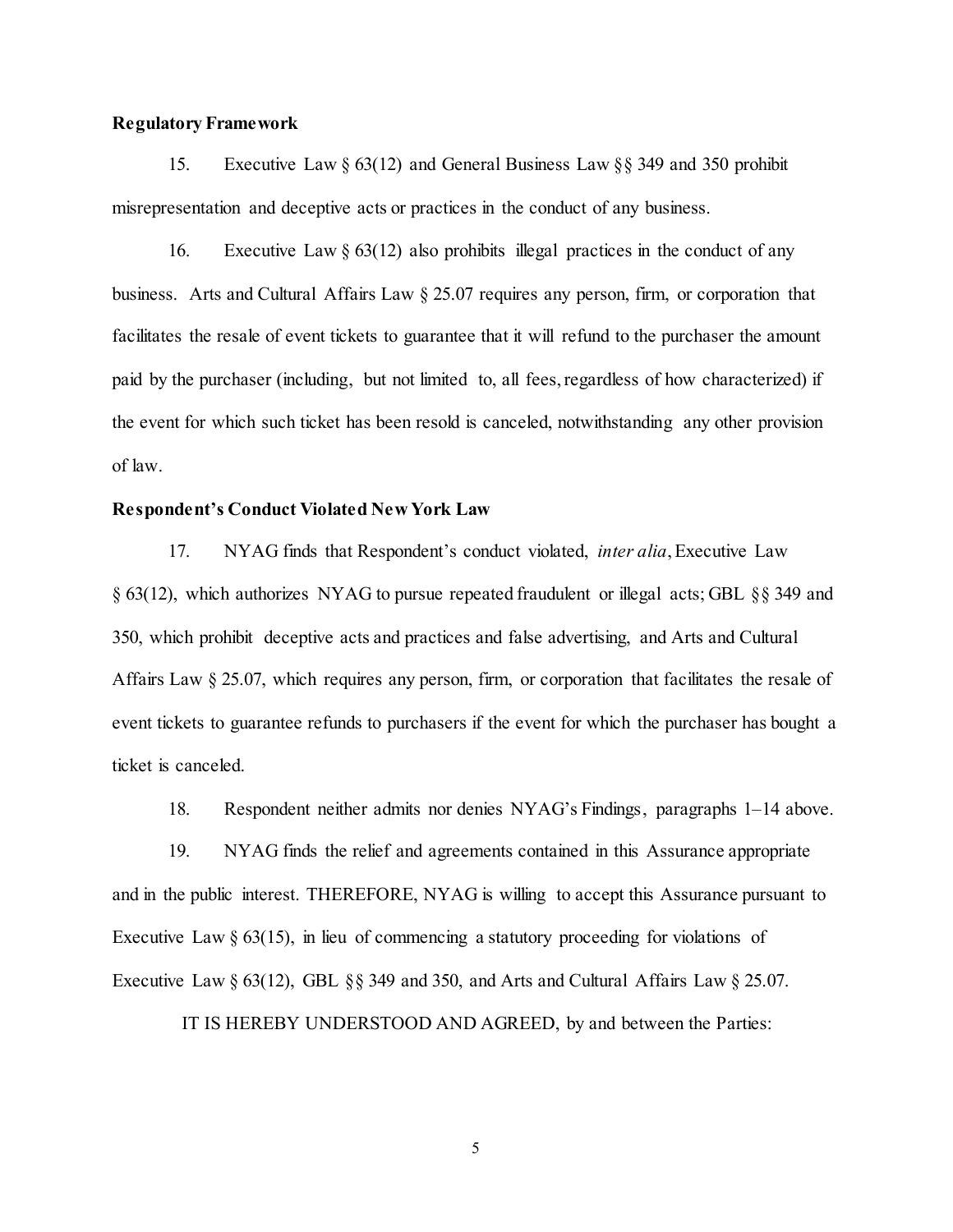**Regulatory Framework**

15. Executive Law § 63(12) and General Business Law §§ 349 and 350 prohibit misrepresentation and deceptive acts or practices in the conduct of any business.

16. Executive Law § 63(12) also prohibits illegal practices in the conduct of any business. Arts and Cultural Affairs Law § 25.07 requires any person, firm, or corporation that facilitates the resale of event tickets to guarantee that it will refund to the purchaser the amount paid by the purchaser (including, but not limited to, all fees, regardless of how characterized) if the event for which such ticket has been resold is canceled, notwithstanding any other provision of law.

**Respondent's Conduct Violated New York Law**

17. NYAG finds that Respondent's conduct violated, *inter alia*, Executive Law § 63(12), which authorizes NYAG to pursue repeated fraudulent or illegal acts; GBL §§ 349 and 350, which prohibit deceptive acts and practices and false advertising, and Arts and Cultural Affairs Law § 25.07, which requires any person, firm, or corporation that facilitates the resale of event tickets to guarantee refunds to purchasers if the event for which the purchaser has bought a ticket is canceled.

18. Respondent neither admits nor denies NYAG's Findings, paragraphs 1–14 above.

19. NYAG finds the relief and agreements contained in this Assurance appropriate and in the public interest. THEREFORE, NYAG is willing to accept this Assurance pursuant to Executive Law § 63(15), in lieu of commencing a statutory proceeding for violations of Executive Law § 63(12), GBL §§ 349 and 350, and Arts and Cultural Affairs Law § 25.07.

IT IS HEREBY UNDERSTOOD AND AGREED, by and between the Parties: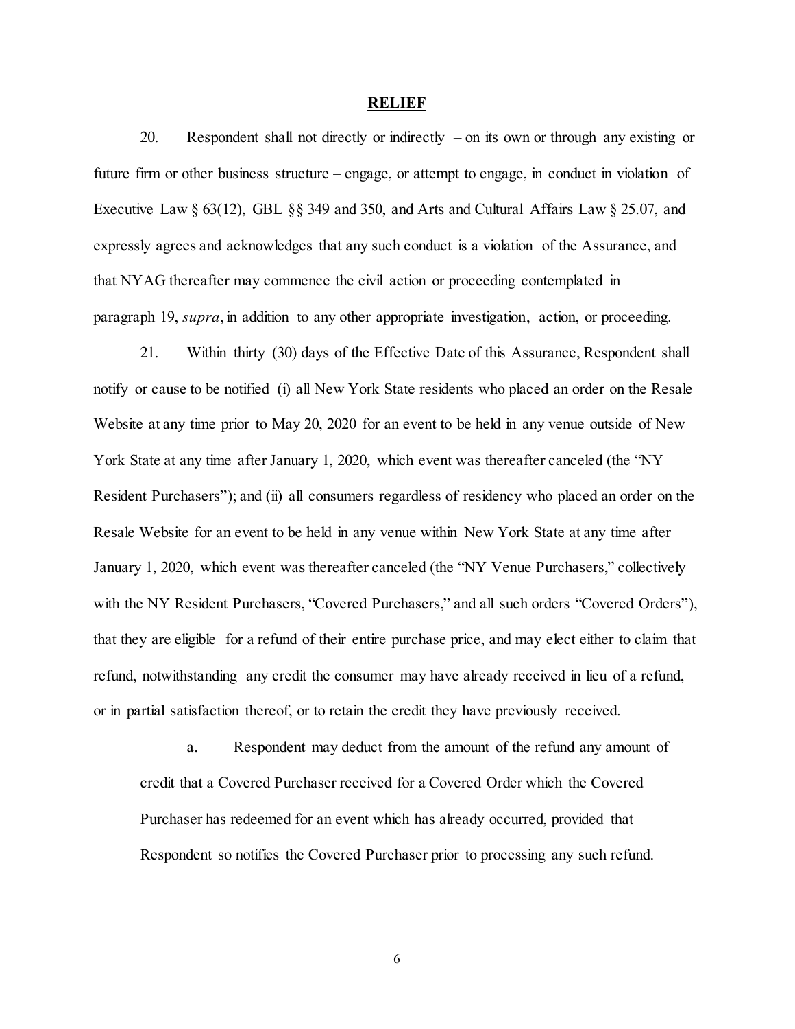## RELIEF

20. Respondent shall not directly or indirectly – on its own or through any existing or future firm or other business structure – engage, or attempt to engage, in conduct in violation of Executive Law § 63(12), GBL §§ 349 and 350, and Arts and Cultural Affairs Law § 25.07, and expressly agrees and acknowledges that any such conduct is a violation of the Assurance, and that NYAG thereafter may commence the civil action or proceeding contemplated in paragraph 19, *supra*, in addition to any other appropriate investigation, action, or proceeding.

21. Within thirty (30) days of the Effective Date of this Assurance, Respondent shall notify or cause to be notified (i) all New York State residents who placed an order on the Resale Website at any time prior to May 20, 2020 for an event to be held in any venue outside of New York State at any time after January 1, 2020, which event was thereafter canceled (the "NY Resident Purchasers"); and (ii) all consumers regardless of residency who placed an order on the Resale Website for an event to be held in any venue within New York State at any time after January 1, 2020, which event was thereafter canceled (the "NY Venue Purchasers," collectively with the NY Resident Purchasers, "Covered Purchasers," and all such orders "Covered Orders"), that they are eligible for a refund of their entire purchase price, and may elect either to claim that refund, notwithstanding any credit the consumer may have already received in lieu of a refund, or in partial satisfaction thereof, or to retain the credit they have previously received.

a. Respondent may deduct from the amount of the refund any amount of credit that a Covered Purchaser received for a Covered Order which the Covered Purchaser has redeemed for an event which has already occurred, provided that Respondent so notifies the Covered Purchaser prior to processing any such refund.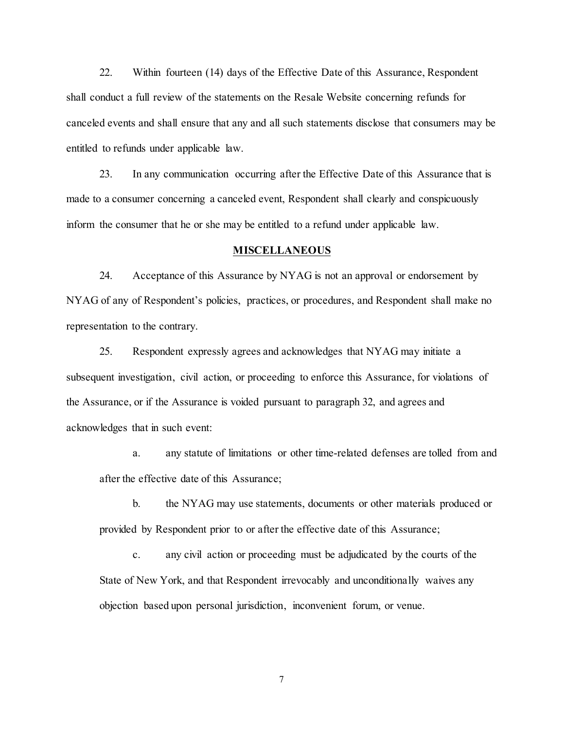22. Within fourteen (14) days of the Effective Date of this Assurance, Respondent shall conduct a full review of the statements on the Resale Website concerning refunds for canceled events and shall ensure that any and all such statements disclose that consumers may be entitled to refunds under applicable law.

23. In any communication occurring after the Effective Date of this Assurance that is made to a consumer concerning a canceled event, Respondent shall clearly and conspicuously inform the consumer that he or she may be entitled to a refund under applicable law.

## MISCELLANEOUS

24. Acceptance of this Assurance by NYAG is not an approval or endorsement by NYAG of any of Respondent's policies, practices, or procedures, and Respondent shall make no representation to the contrary.

25. Respondent expressly agrees and acknowledges that NYAG may initiate a subsequent investigation, civil action, or proceeding to enforce this Assurance, for violations of the Assurance, or if the Assurance is voided pursuant to paragraph 32, and agrees and acknowledges that in such event:

a. any statute of limitations or other time-related defenses are tolled from and after the effective date of this Assurance;

b. the NYAG may use statements, documents or other materials produced or provided by Respondent prior to or after the effective date of this Assurance;

c. any civil action or proceeding must be adjudicated by the courts of the State of New York, and that Respondent irrevocably and unconditionally waives any objection based upon personal jurisdiction, inconvenient forum, or venue.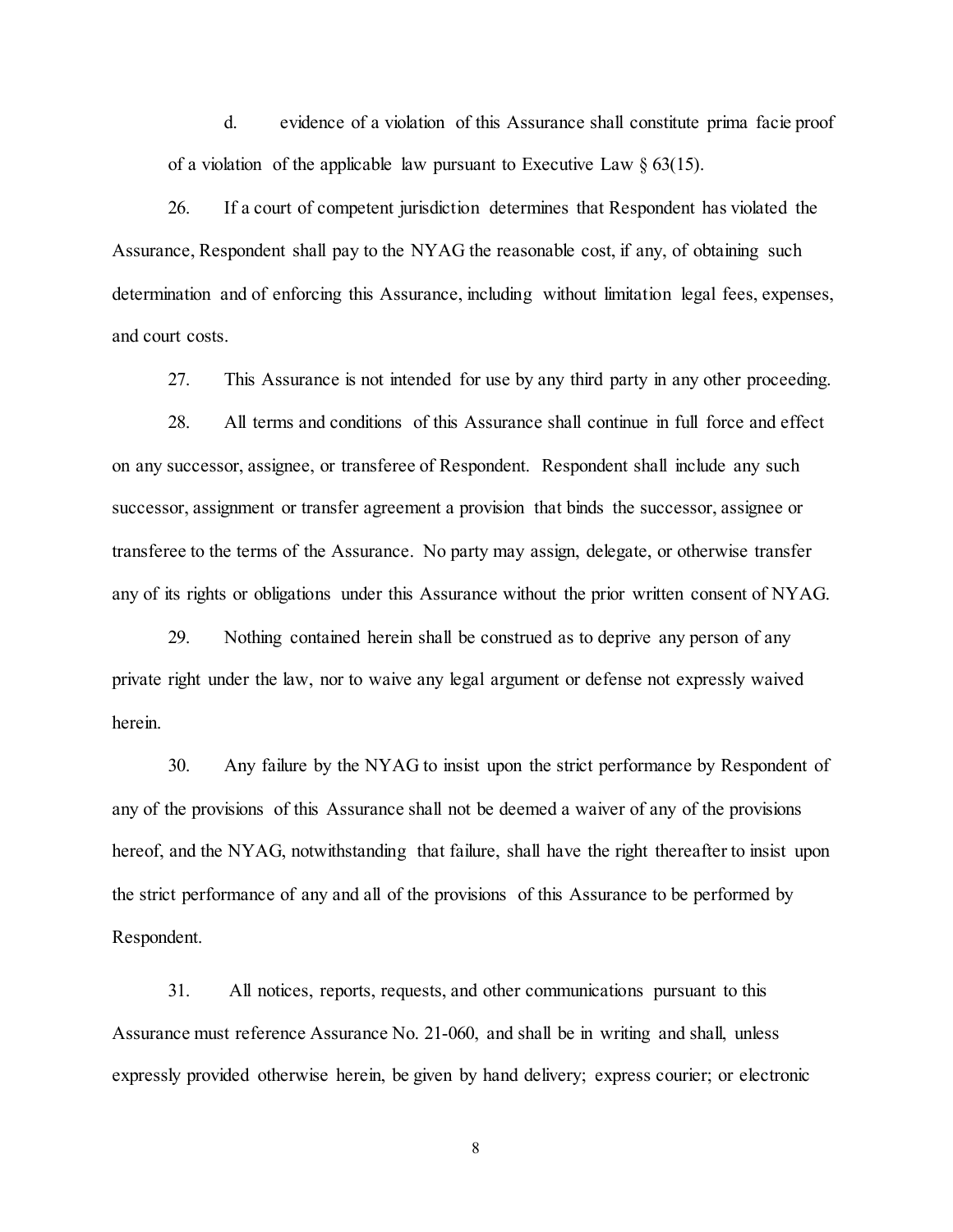d. evidence of a violation of this Assurance shall constitute prima facie proof of a violation of the applicable law pursuant to Executive Law § 63(15).

26. If a court of competent jurisdiction determines that Respondent has violated the Assurance, Respondent shall pay to the NYAG the reasonable cost, if any, of obtaining such determination and of enforcing this Assurance, including without limitation legal fees, expenses, and court costs.

27. This Assurance is not intended for use by any third party in any other proceeding.

28. All terms and conditions of this Assurance shall continue in full force and effect on any successor, assignee, or transferee of Respondent. Respondent shall include any such successor, assignment or transfer agreement a provision that binds the successor, assignee or transferee to the terms of the Assurance. No party may assign, delegate, or otherwise transfer any of its rights or obligations under this Assurance without the prior written consent of NYAG.

29. Nothing contained herein shall be construed as to deprive any person of any private right under the law, nor to waive any legal argument or defense not expressly waived herein.

30. Any failure by the NYAG to insist upon the strict performance by Respondent of any of the provisions of this Assurance shall not be deemed a waiver of any of the provisions hereof, and the NYAG, notwithstanding that failure, shall have the right thereafter to insist upon the strict performance of any and all of the provisions of this Assurance to be performed by Respondent.

31. All notices, reports, requests, and other communications pursuant to this Assurance must reference Assurance No. 21-060, and shall be in writing and shall, unless expressly provided otherwise herein, be given by hand delivery; express courier; or electronic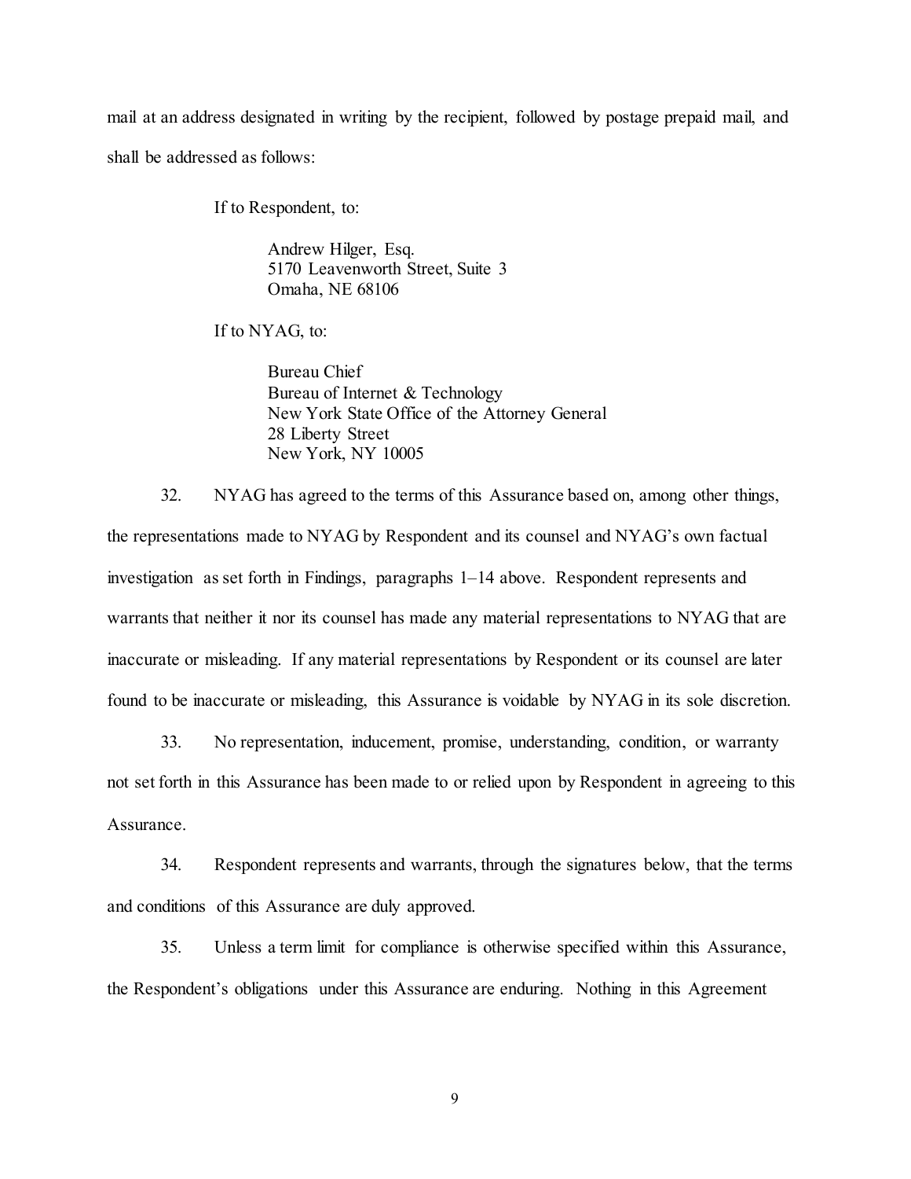mail at an address designated in writing by the recipient, followed by postage prepaid mail, and shall be addressed as follows:

If to Respondent, to:

Andrew Hilger, Esq.
5170 Leavenworth Street, Suite 3
Omaha, NE 68106

If to NYAG, to:

Bureau Chief
Bureau of Internet & Technology
New York State Office of the Attorney General
28 Liberty Street
New York, NY 10005

32. NYAG has agreed to the terms of this Assurance based on, among other things, the representations made to NYAG by Respondent and its counsel and NYAG's own factual investigation as set forth in Findings, paragraphs 1–14 above. Respondent represents and warrants that neither it nor its counsel has made any material representations to NYAG that are inaccurate or misleading. If any material representations by Respondent or its counsel are later found to be inaccurate or misleading, this Assurance is voidable by NYAG in its sole discretion.

33. No representation, inducement, promise, understanding, condition, or warranty not set forth in this Assurance has been made to or relied upon by Respondent in agreeing to this Assurance.

34. Respondent represents and warrants, through the signatures below, that the terms and conditions of this Assurance are duly approved.

35. Unless a term limit for compliance is otherwise specified within this Assurance, the Respondent's obligations under this Assurance are enduring. Nothing in this Agreement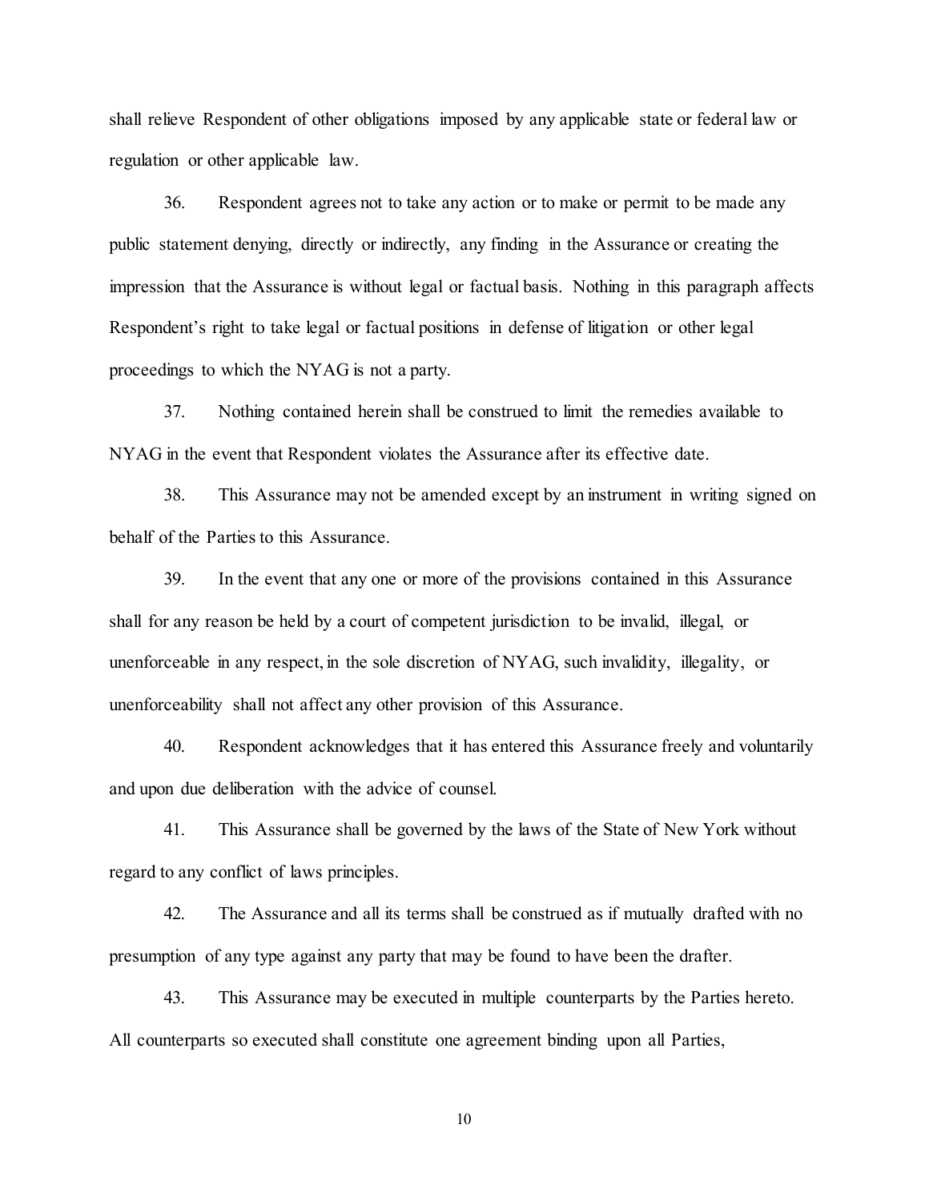shall relieve Respondent of other obligations imposed by any applicable state or federal law or regulation or other applicable law.

36. Respondent agrees not to take any action or to make or permit to be made any public statement denying, directly or indirectly, any finding in the Assurance or creating the impression that the Assurance is without legal or factual basis. Nothing in this paragraph affects Respondent's right to take legal or factual positions in defense of litigation or other legal proceedings to which the NYAG is not a party.

37. Nothing contained herein shall be construed to limit the remedies available to NYAG in the event that Respondent violates the Assurance after its effective date.

38. This Assurance may not be amended except by an instrument in writing signed on behalf of the Parties to this Assurance.

39. In the event that any one or more of the provisions contained in this Assurance shall for any reason be held by a court of competent jurisdiction to be invalid, illegal, or unenforceable in any respect, in the sole discretion of NYAG, such invalidity, illegality, or unenforceability shall not affect any other provision of this Assurance.

40. Respondent acknowledges that it has entered this Assurance freely and voluntarily and upon due deliberation with the advice of counsel.

41. This Assurance shall be governed by the laws of the State of New York without regard to any conflict of laws principles.

42. The Assurance and all its terms shall be construed as if mutually drafted with no presumption of any type against any party that may be found to have been the drafter.

43. This Assurance may be executed in multiple counterparts by the Parties hereto. All counterparts so executed shall constitute one agreement binding upon all Parties,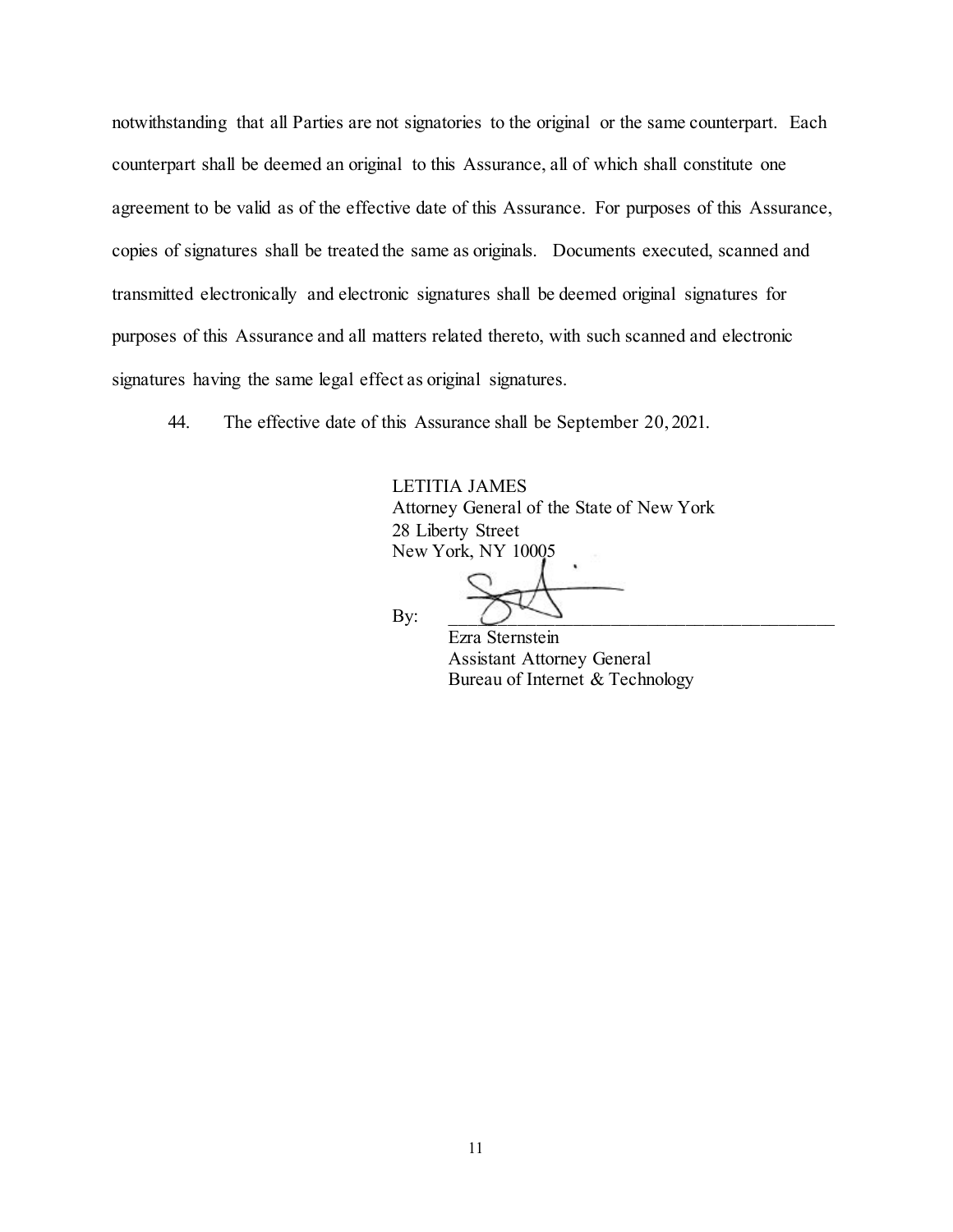notwithstanding that all Parties are not signatories to the original or the same counterpart. Each counterpart shall be deemed an original to this Assurance, all of which shall constitute one agreement to be valid as of the effective date of this Assurance. For purposes of this Assurance, copies of signatures shall be treated the same as originals. Documents executed, scanned and transmitted electronically and electronic signatures shall be deemed original signatures for purposes of this Assurance and all matters related thereto, with such scanned and electronic signatures having the same legal effect as original signatures.

44. The effective date of this Assurance shall be September 20, 2021.

LETITIA JAMES
Attorney General of the State of New York
28 Liberty Street
New York, NY 10005

By: ______________________________

Ezra Sternstein
Assistant Attorney General
Bureau of Internet & Technology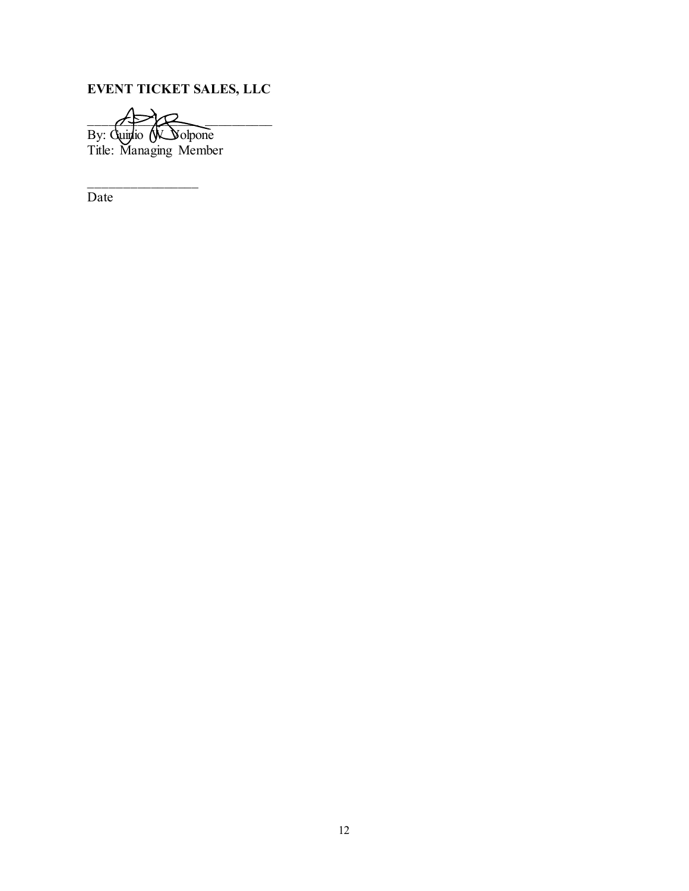**EVENT TICKET SALES, LLC**

______________________________

By: Guirlio W. Volpone

Title: Managing Member

________________

Date